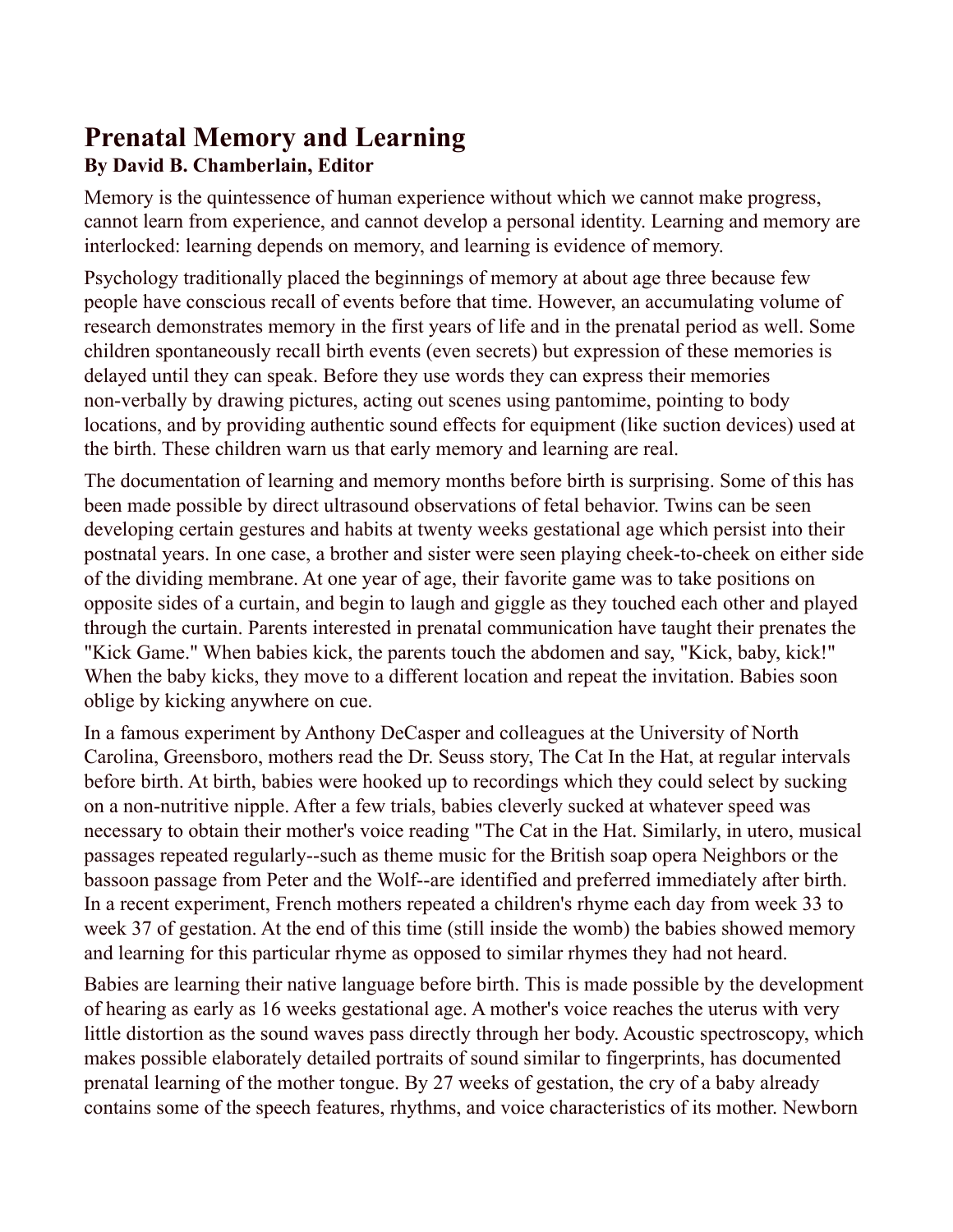# Prenatal Memory and Learning

**By David B. Chamberlain, Editor**

Memory is the quintessence of human experience without which we cannot make progress, cannot learn from experience, and cannot develop a personal identity. Learning and memory are interlocked: learning depends on memory, and learning is evidence of memory.

Psychology traditionally placed the beginnings of memory at about age three because few people have conscious recall of events before that time. However, an accumulating volume of research demonstrates memory in the first years of life and in the prenatal period as well. Some children spontaneously recall birth events (even secrets) but expression of these memories is delayed until they can speak. Before they use words they can express their memories non-verbally by drawing pictures, acting out scenes using pantomime, pointing to body locations, and by providing authentic sound effects for equipment (like suction devices) used at the birth. These children warn us that early memory and learning are real.

The documentation of learning and memory months before birth is surprising. Some of this has been made possible by direct ultrasound observations of fetal behavior. Twins can be seen developing certain gestures and habits at twenty weeks gestational age which persist into their postnatal years. In one case, a brother and sister were seen playing cheek-to-cheek on either side of the dividing membrane. At one year of age, their favorite game was to take positions on opposite sides of a curtain, and begin to laugh and giggle as they touched each other and played through the curtain. Parents interested in prenatal communication have taught their prenates the "Kick Game." When babies kick, the parents touch the abdomen and say, "Kick, baby, kick!" When the baby kicks, they move to a different location and repeat the invitation. Babies soon oblige by kicking anywhere on cue.

In a famous experiment by Anthony DeCasper and colleagues at the University of North Carolina, Greensboro, mothers read the Dr. Seuss story, The Cat In the Hat, at regular intervals before birth. At birth, babies were hooked up to recordings which they could select by sucking on a non-nutritive nipple. After a few trials, babies cleverly sucked at whatever speed was necessary to obtain their mother's voice reading "The Cat in the Hat. Similarly, in utero, musical passages repeated regularly--such as theme music for the British soap opera Neighbors or the bassoon passage from Peter and the Wolf--are identified and preferred immediately after birth. In a recent experiment, French mothers repeated a children's rhyme each day from week 33 to week 37 of gestation. At the end of this time (still inside the womb) the babies showed memory and learning for this particular rhyme as opposed to similar rhymes they had not heard.

Babies are learning their native language before birth. This is made possible by the development of hearing as early as 16 weeks gestational age. A mother's voice reaches the uterus with very little distortion as the sound waves pass directly through her body. Acoustic spectroscopy, which makes possible elaborately detailed portraits of sound similar to fingerprints, has documented prenatal learning of the mother tongue. By 27 weeks of gestation, the cry of a baby already contains some of the speech features, rhythms, and voice characteristics of its mother. Newborn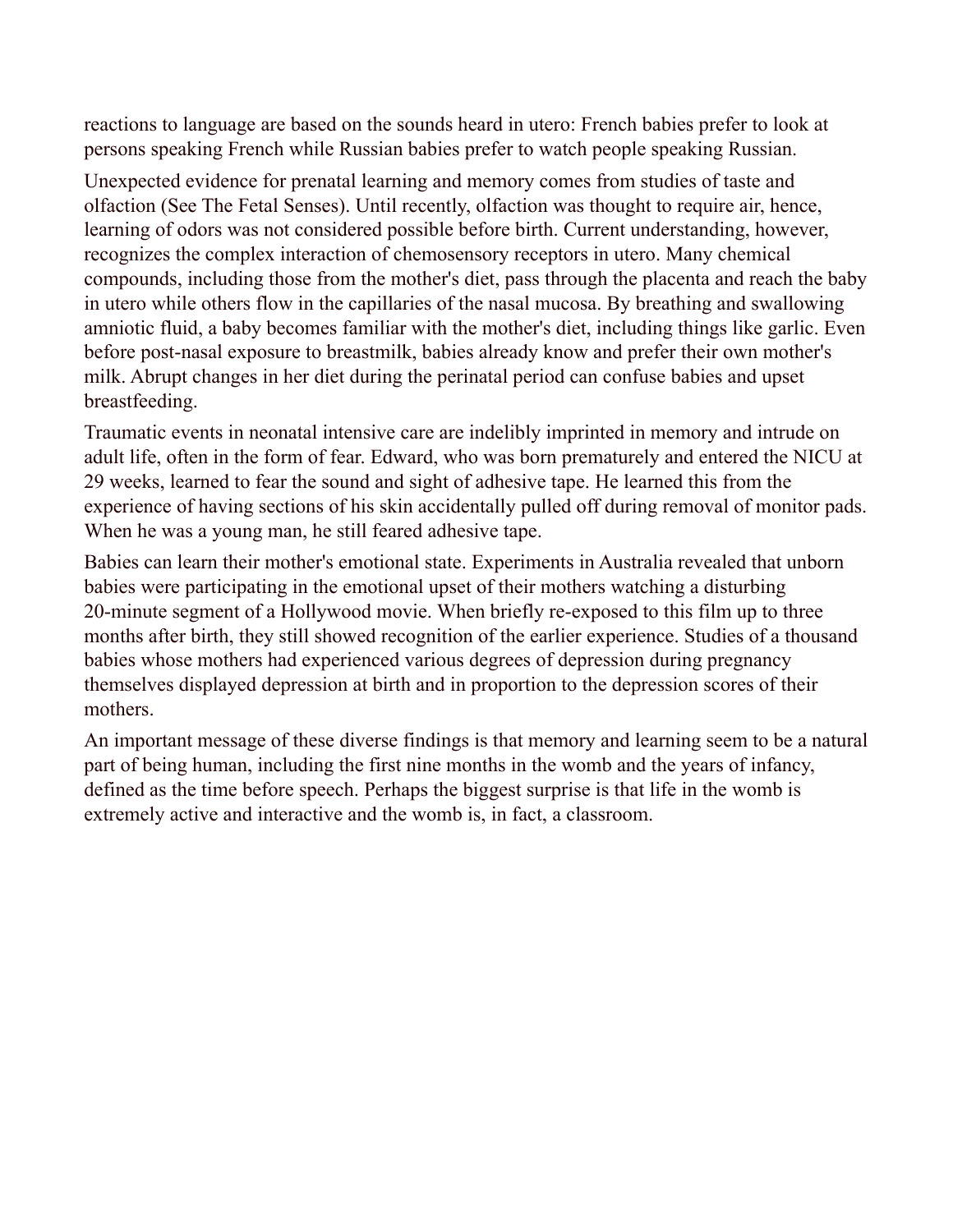reactions to language are based on the sounds heard in utero: French babies prefer to look at persons speaking French while Russian babies prefer to watch people speaking Russian.

Unexpected evidence for prenatal learning and memory comes from studies of taste and olfaction (See The Fetal Senses). Until recently, olfaction was thought to require air, hence, learning of odors was not considered possible before birth. Current understanding, however, recognizes the complex interaction of chemosensory receptors in utero. Many chemical compounds, including those from the mother's diet, pass through the placenta and reach the baby in utero while others flow in the capillaries of the nasal mucosa. By breathing and swallowing amniotic fluid, a baby becomes familiar with the mother's diet, including things like garlic. Even before post-nasal exposure to breastmilk, babies already know and prefer their own mother's milk. Abrupt changes in her diet during the perinatal period can confuse babies and upset breastfeeding.

Traumatic events in neonatal intensive care are indelibly imprinted in memory and intrude on adult life, often in the form of fear. Edward, who was born prematurely and entered the NICU at 29 weeks, learned to fear the sound and sight of adhesive tape. He learned this from the experience of having sections of his skin accidentally pulled off during removal of monitor pads. When he was a young man, he still feared adhesive tape.

Babies can learn their mother's emotional state. Experiments in Australia revealed that unborn babies were participating in the emotional upset of their mothers watching a disturbing 20-minute segment of a Hollywood movie. When briefly re-exposed to this film up to three months after birth, they still showed recognition of the earlier experience. Studies of a thousand babies whose mothers had experienced various degrees of depression during pregnancy themselves displayed depression at birth and in proportion to the depression scores of their mothers.

An important message of these diverse findings is that memory and learning seem to be a natural part of being human, including the first nine months in the womb and the years of infancy, defined as the time before speech. Perhaps the biggest surprise is that life in the womb is extremely active and interactive and the womb is, in fact, a classroom.